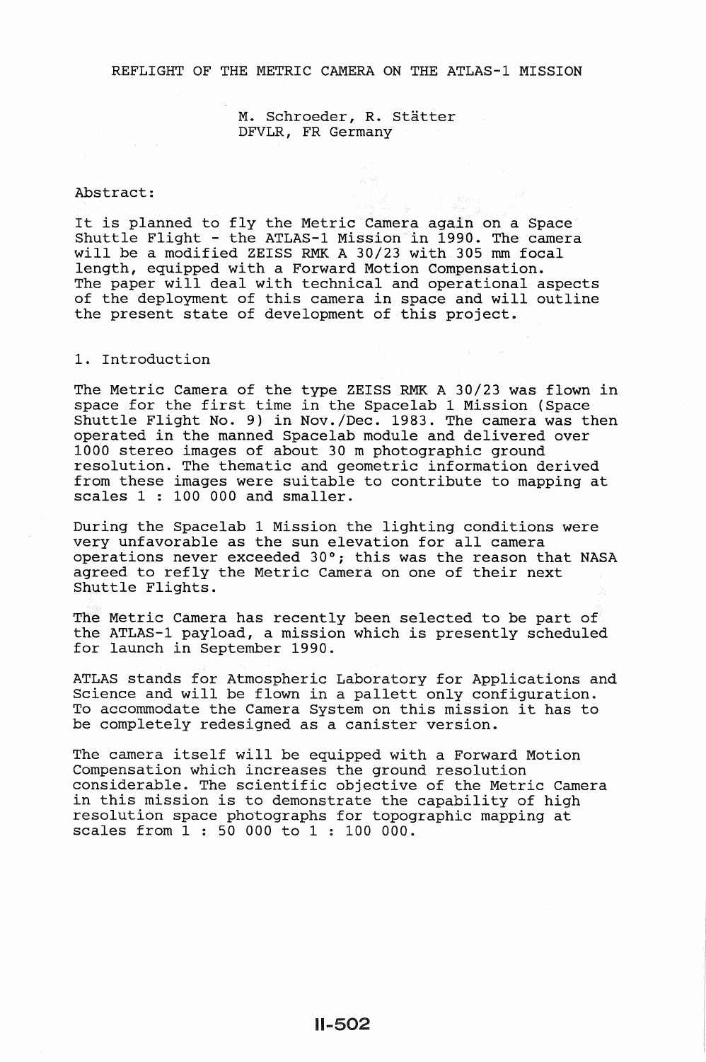# REFLIGHT OF THE METRIC CAMERA ON THE ATLAS-1 MISSION

M. Schroeder, R. Stätter
DFVLR, FR Germany

Abstract:

It is planned to fly the Metric Camera again on a Space Shuttle Flight - the ATLAS-1 Mission in 1990. The camera will be a modified ZEISS RMK A 30/23 with 305 mm focal length, equipped with a Forward Motion Compensation. The paper will deal with technical and operational aspects of the deployment of this camera in space and will outline the present state of development of this project.

## 1. Introduction

The Metric Camera of the type ZEISS RMK A 30/23 was flown in space for the first time in the Spacelab 1 Mission (Space Shuttle Flight No. 9) in Nov./Dec. 1983. The camera was then operated in the manned Spacelab module and delivered over 1000 stereo images of about 30 m photographic ground resolution. The thematic and geometric information derived from these images were suitable to contribute to mapping at scales 1 : 100 000 and smaller.

During the Spacelab 1 Mission the lighting conditions were very unfavorable as the sun elevation for all camera operations never exceeded 30°; this was the reason that NASA agreed to refly the Metric Camera on one of their next Shuttle Flights.

The Metric Camera has recently been selected to be part of the ATLAS-1 payload, a mission which is presently scheduled for launch in September 1990.

ATLAS stands for Atmospheric Laboratory for Applications and Science and will be flown in a pallett only configuration. To accommodate the Camera System on this mission it has to be completely redesigned as a canister version.

The camera itself will be equipped with a Forward Motion Compensation which increases the ground resolution considerable. The scientific objective of the Metric Camera in this mission is to demonstrate the capability of high resolution space photographs for topographic mapping at scales from 1 : 50 000 to 1 : 100 000.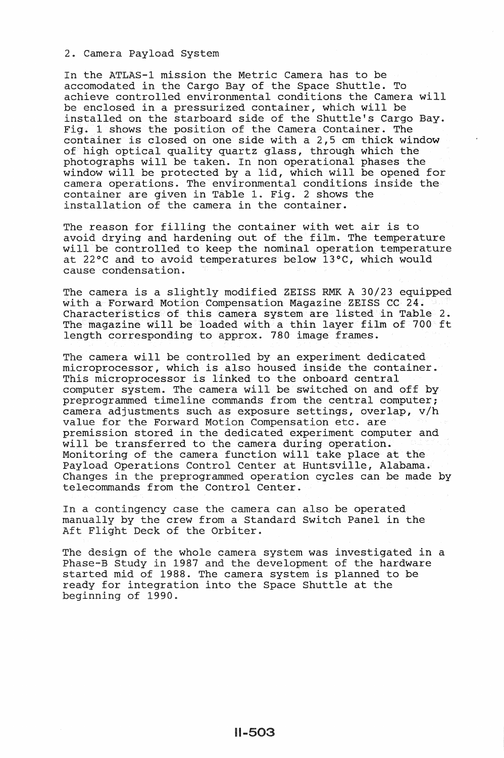## 2. Camera Payload System

In the ATLAS-1 mission the Metric Camera has to be accomodated in the Cargo Bay of the Space Shuttle. To achieve controlled environmental conditions the Camera will be enclosed in a pressurized container, which will be installed on the starboard side of the Shuttle's Cargo Bay. Fig. 1 shows the position of the Camera Container. The container is closed on one side with a 2,5 cm thick window of high optical quality quartz glass, through which the photographs will be taken. In non operational phases the window will be protected by a lid, which will be opened for camera operations. The environmental conditions inside the container are given in Table 1. Fig. 2 shows the installation of the camera in the container.

The reason for filling the container with wet air is to avoid drying and hardening out of the film. The temperature will be controlled to keep the nominal operation temperature at 22°C and to avoid temperatures below 13°C, which would cause condensation.

The camera is a slightly modified ZEISS RMK A 30/23 equipped with a Forward Motion Compensation Magazine ZEISS CC 24. Characteristics of this camera system are listed in Table 2. The magazine will be loaded with a thin layer film of 700 ft length corresponding to approx. 780 image frames.

The camera will be controlled by an experiment dedicated microprocessor, which is also housed inside the container. This microprocessor is linked to the onboard central computer system. The camera will be switched on and off by preprogrammed timeline commands from the central computer; camera adjustments such as exposure settings, overlap, v/h value for the Forward Motion Compensation etc. are premission stored in the dedicated experiment computer and will be transferred to the camera during operation. Monitoring of the camera function will take place at the Payload Operations Control Center at Huntsville, Alabama. Changes in the preprogrammed operation cycles can be made by telecommands from the Control Center.

In a contingency case the camera can also be operated manually by the crew from a Standard Switch Panel in the Aft Flight Deck of the Orbiter.

The design of the whole camera system was investigated in a Phase-B Study in 1987 and the development of the hardware started mid of 1988. The camera system is planned to be ready for integration into the Space Shuttle at the beginning of 1990.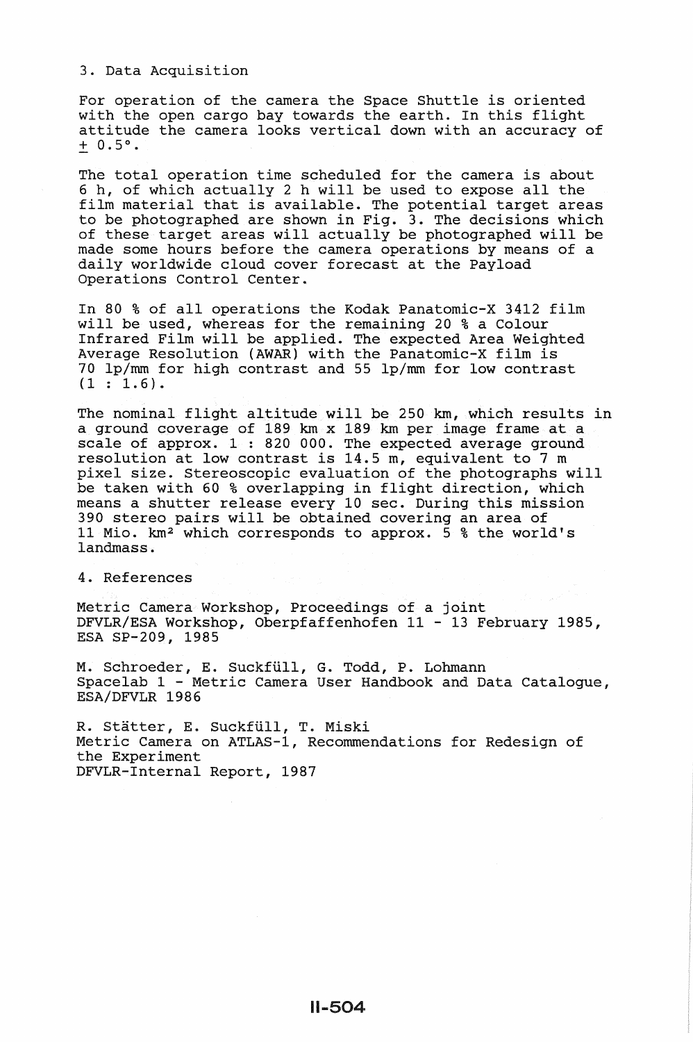## 3. Data Acquisition

For operation of the camera the Space Shuttle is oriented with the open cargo bay towards the earth. In this flight attitude the camera looks vertical down with an accuracy of $\pm$ 0.5°.

The total operation time scheduled for the camera is about 6 h, of which actually 2 h will be used to expose all the film material that is available. The potential target areas to be photographed are shown in Fig. 3. The decisions which of these target areas will actually be photographed will be made some hours before the camera operations by means of a daily worldwide cloud cover forecast at the Payload Operations Control Center.

In 80 % of all operations the Kodak Panatomic-X 3412 film will be used, whereas for the remaining 20 % a Colour Infrared Film will be applied. The expected Area Weighted Average Resolution (AWAR) with the Panatomic-X film is 70 lp/mm for high contrast and 55 lp/mm for low contrast (1 : 1.6).

The nominal flight altitude will be 250 km, which results in a ground coverage of 189 km x 189 km per image frame at a scale of approx. 1 : 820 000. The expected average ground resolution at low contrast is 14.5 m, equivalent to 7 m pixel size. Stereoscopic evaluation of the photographs will be taken with 60 % overlapping in flight direction, which means a shutter release every 10 sec. During this mission 390 stereo pairs will be obtained covering an area of 11 Mio. km² which corresponds to approx. 5 % the world's landmass.

## 4. References

Metric Camera Workshop, Proceedings of a joint DFVLR/ESA Workshop, Oberpfaffenhofen 11 - 13 February 1985, ESA SP-209, 1985

M. Schroeder, E. Suckfüll, G. Todd, P. Lohmann
Spacelab 1 - Metric Camera User Handbook and Data Catalogue, ESA/DFVLR 1986

R. Stätter, E. Suckfüll, T. Miski
Metric Camera on ATLAS-1, Recommendations for Redesign of the Experiment
DFVLR-Internal Report, 1987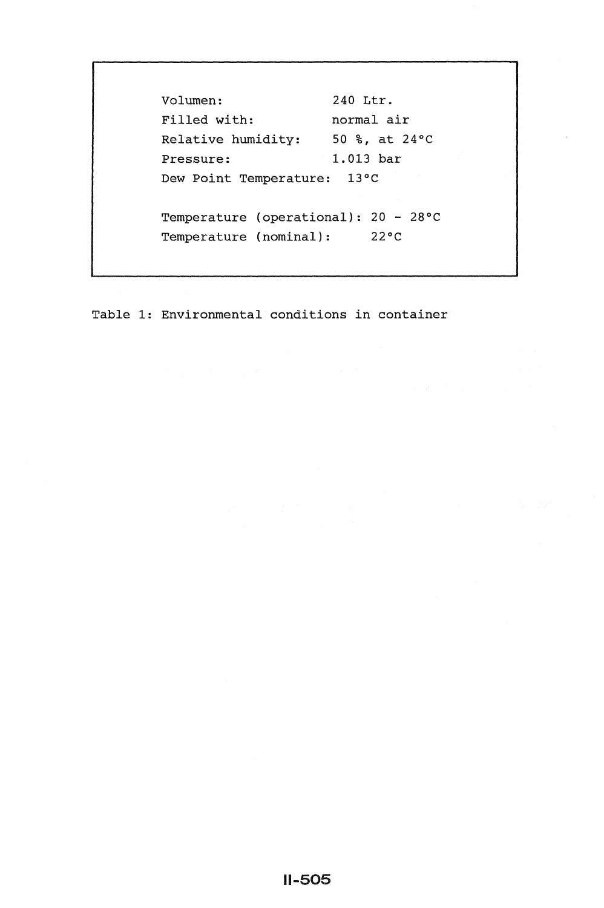| | |
|---|---|
| Volumen: | 240 Ltr. |
| Filled with: | normal air |
| Relative humidity: | 50 %, at 24°C |
| Pressure: | 1.013 bar |
| Dew Point Temperature: | 13°C |
| Temperature (operational): | 20 - 28°C |
| Temperature (nominal): | 22°C |

Table 1: Environmental conditions in container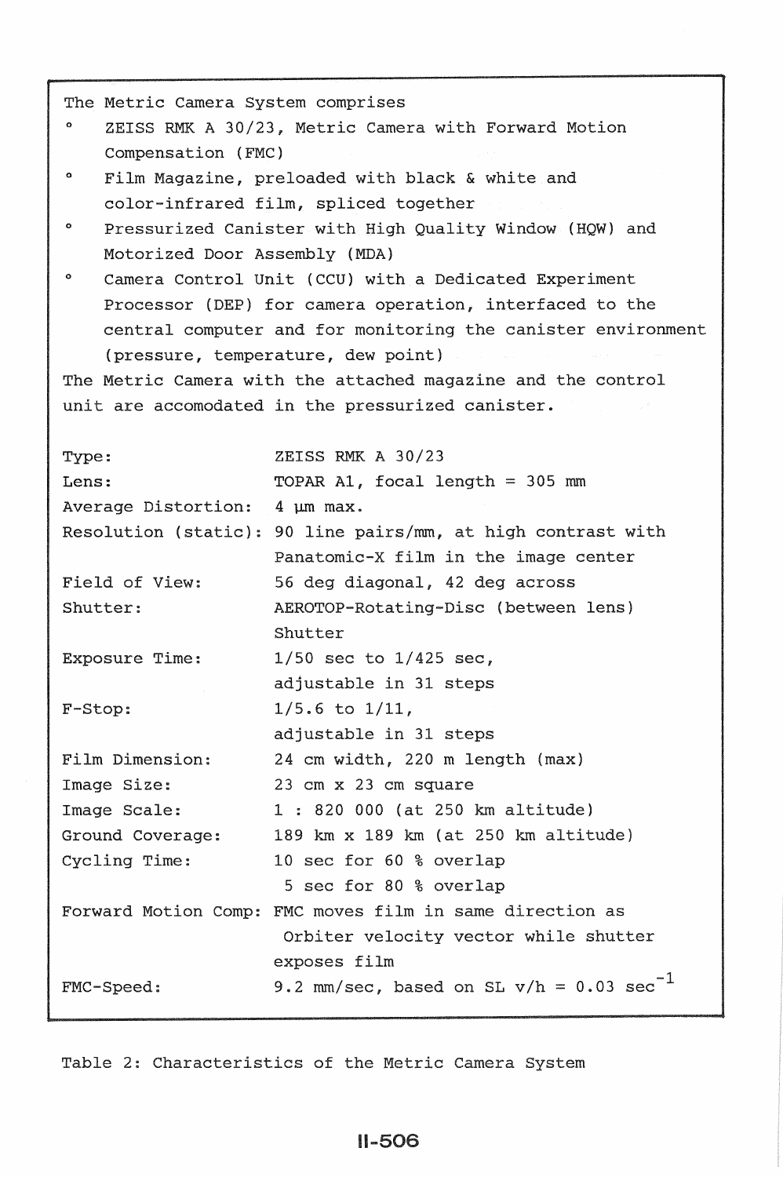The Metric Camera System comprises

- ZEISS RMK A 30/23, Metric Camera with Forward Motion Compensation (FMC)
- Film Magazine, preloaded with black & white and color-infrared film, spliced together
- Pressurized Canister with High Quality Window (HQW) and Motorized Door Assembly (MDA)
- Camera Control Unit (CCU) with a Dedicated Experiment Processor (DEP) for camera operation, interfaced to the central computer and for monitoring the canister environment (pressure, temperature, dew point)

The Metric Camera with the attached magazine and the control unit are accomodated in the pressurized canister.

| | |
|---|---|
| Type: | ZEISS RMK A 30/23 |
| Lens: | TOPAR A1, focal length = 305 mm |
| Average Distortion: | 4 µm max. |
| Resolution (static): | 90 line pairs/mm, at high contrast with Panatomic-X film in the image center |
| Field of View: | 56 deg diagonal, 42 deg across |
| Shutter: | AEROTOP-Rotating-Disc (between lens) Shutter |
| Exposure Time: | 1/50 sec to 1/425 sec, adjustable in 31 steps |
| F-Stop: | 1/5.6 to 1/11, adjustable in 31 steps |
| Film Dimension: | 24 cm width, 220 m length (max) |
| Image Size: | 23 cm x 23 cm square |
| Image Scale: | 1 : 820 000 (at 250 km altitude) |
| Ground Coverage: | 189 km x 189 km (at 250 km altitude) |
| Cycling Time: | 10 sec for 60 % overlap<br>5 sec for 80 % overlap |
| Forward Motion Comp: | FMC moves film in same direction as Orbiter velocity vector while shutter exposes film |
| FMC-Speed: | 9.2 mm/sec, based on SL v/h = 0.03 $sec^{-1}$ |

Table 2: Characteristics of the Metric Camera System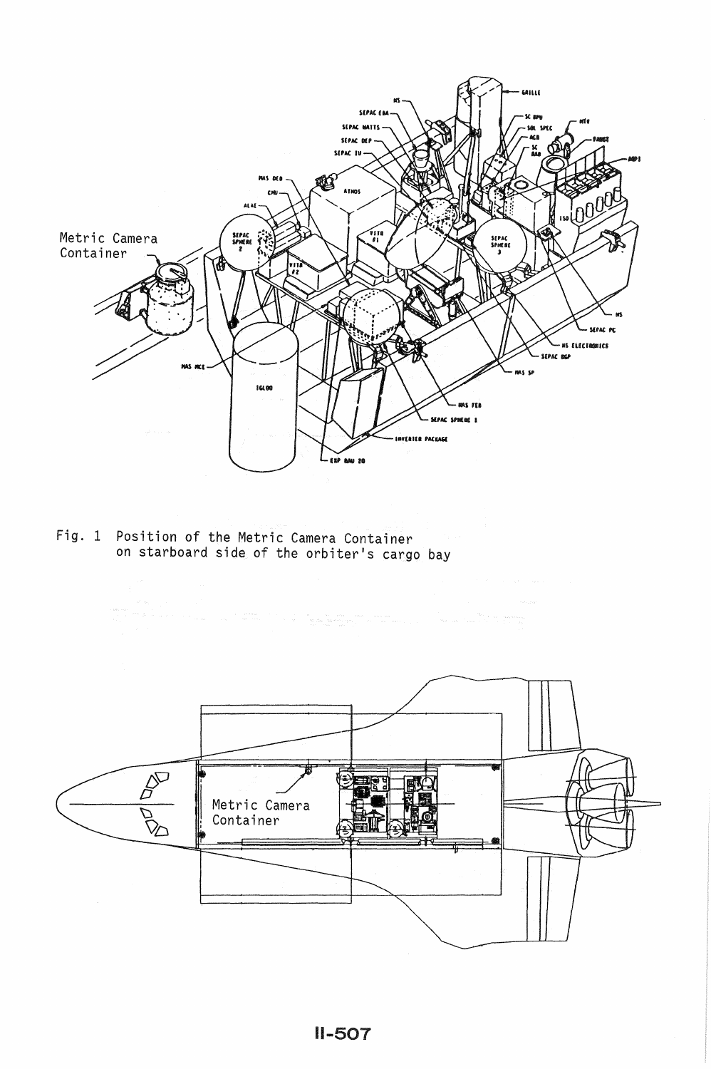Fig. 1 Position of the Metric Camera Container on starboard side of the orbiter's cargo bay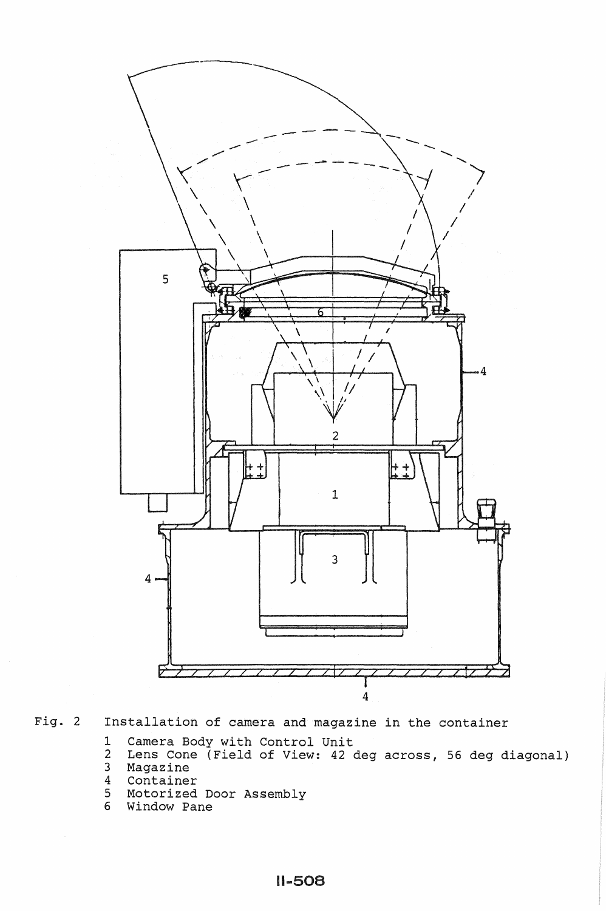Fig. 2 Installation of camera and magazine in the container

1. Camera Body with Control Unit
2. Lens Cone (Field of View: 42 deg across, 56 deg diagonal)
3. Magazine
4. Container
5. Motorized Door Assembly
6. Window Pane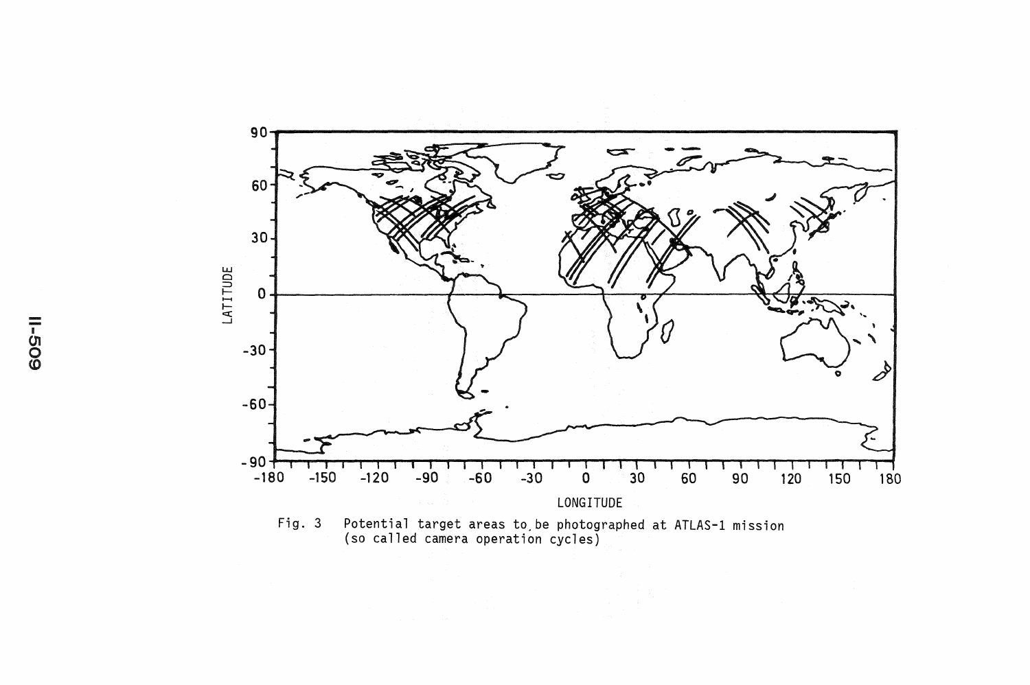90

60

30

0

-30

-60

-90

LATITUDE

-180 -150 -120 -90 -60 -30 0 30 60 90 120 150 180

LONGITUDE

Fig. 3 Potential target areas to be photographed at ATLAS-1 mission (so called camera operation cycles)